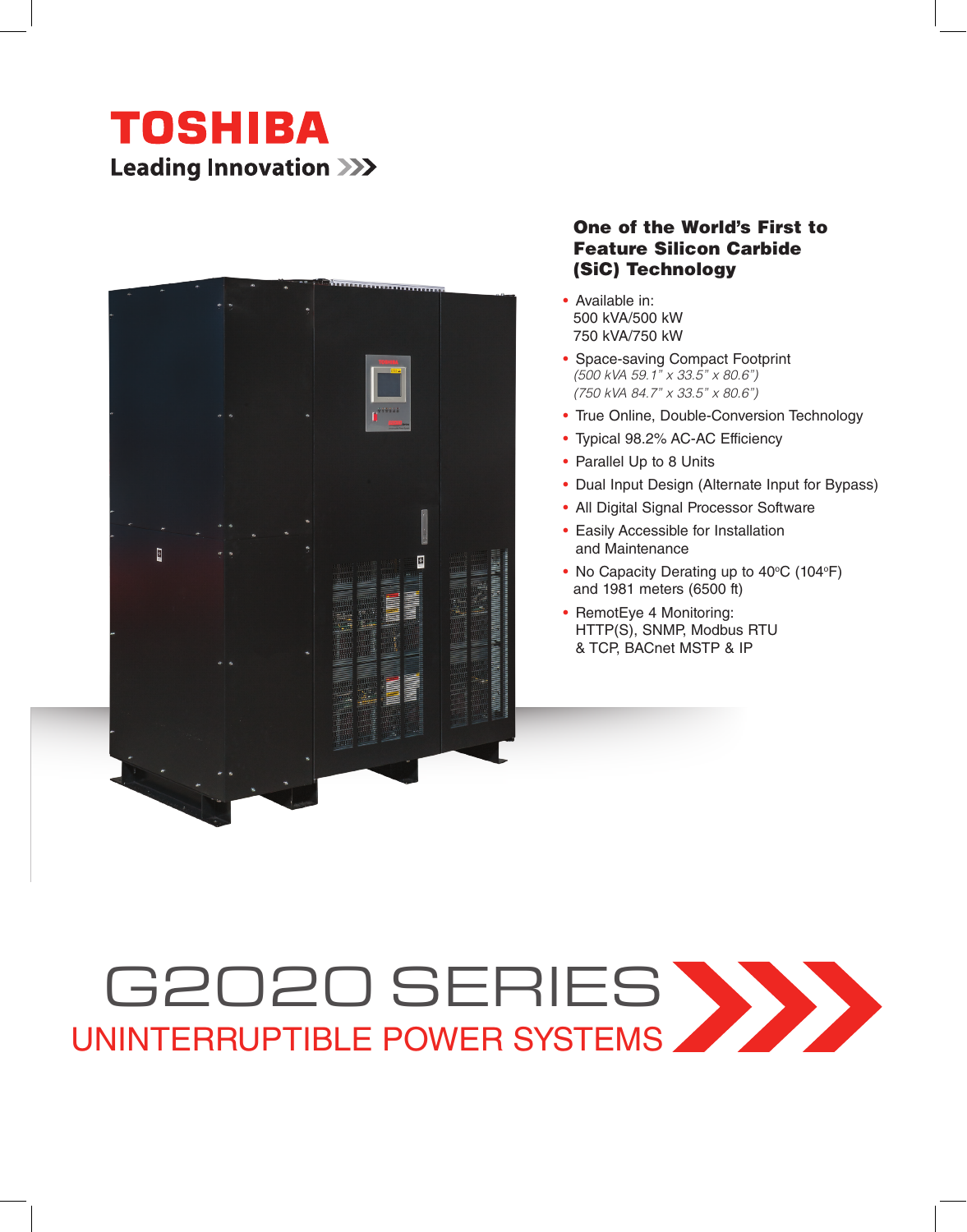# TOSHIBA

Leading Innovation >>>

## One of the World's First to Feature Silicon Carbide (SiC) Technology

- Available in:
  500 kVA/500 kW
  750 kVA/750 kW
- Space-saving Compact Footprint
  *(500 kVA 59.1" x 33.5" x 80.6")*
  *(750 kVA 84.7" x 33.5" x 80.6")*
- True Online, Double-Conversion Technology
- Typical 98.2% AC-AC Efficiency
- Parallel Up to 8 Units
- Dual Input Design (Alternate Input for Bypass)
- All Digital Signal Processor Software
- Easily Accessible for Installation and Maintenance
- No Capacity Derating up to 40°C (104°F) and 1981 meters (6500 ft)
- RemotEye 4 Monitoring:
  HTTP(S), SNMP, Modbus RTU & TCP, BACnet MSTP & IP

# G2020 SERIES

## UNINTERRUPTIBLE POWER SYSTEMS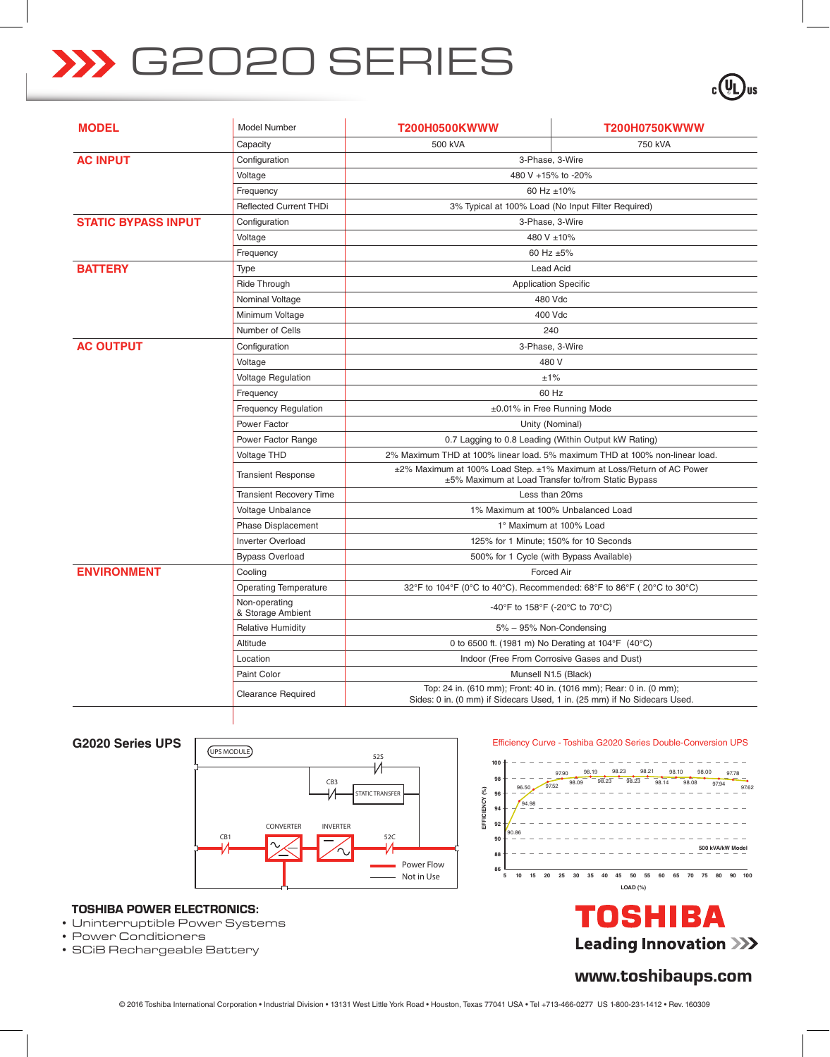# G2020 SERIES

| | | | |
|---|---|---|---|
| **MODEL** | Model Number | **T200H0500KWWW** | **T200H0750KWWW** |
| | Capacity | 500 kVA | 750 kVA |
| **AC INPUT** | Configuration | 3-Phase, 3-Wire | |
| | Voltage | 480 V +15% to -20% | |
| | Frequency | 60 Hz ±10% | |
| | Reflected Current THDi | 3% Typical at 100% Load (No Input Filter Required) | |
| **STATIC BYPASS INPUT** | Configuration | 3-Phase, 3-Wire | |
| | Voltage | 480 V ±10% | |
| | Frequency | 60 Hz ±5% | |
| **BATTERY** | Type | Lead Acid | |
| | Ride Through | Application Specific | |
| | Nominal Voltage | 480 Vdc | |
| | Minimum Voltage | 400 Vdc | |
| | Number of Cells | 240 | |
| **AC OUTPUT** | Configuration | 3-Phase, 3-Wire | |
| | Voltage | 480 V | |
| | Voltage Regulation | ±1% | |
| | Frequency | 60 Hz | |
| | Frequency Regulation | ±0.01% in Free Running Mode | |
| | Power Factor | Unity (Nominal) | |
| | Power Factor Range | 0.7 Lagging to 0.8 Leading (Within Output kW Rating) | |
| | Voltage THD | 2% Maximum THD at 100% linear load. 5% maximum THD at 100% non-linear load. | |
| | Transient Response | ±2% Maximum at 100% Load Step. ±1% Maximum at Loss/Return of AC Power ±5% Maximum at Load Transfer to/from Static Bypass | |
| | Transient Recovery Time | Less than 20ms | |
| | Voltage Unbalance | 1% Maximum at 100% Unbalanced Load | |
| | Phase Displacement | 1° Maximum at 100% Load | |
| | Inverter Overload | 125% for 1 Minute; 150% for 10 Seconds | |
| | Bypass Overload | 500% for 1 Cycle (with Bypass Available) | |
| **ENVIRONMENT** | Cooling | Forced Air | |
| | Operating Temperature | 32°F to 104°F (0°C to 40°C). Recommended: 68°F to 86°F ( 20°C to 30°C) | |
| | Non-operating & Storage Ambient | -40°F to 158°F (-20°C to 70°C) | |
| | Relative Humidity | 5% – 95% Non-Condensing | |
| | Altitude | 0 to 6500 ft. (1981 m) No Derating at 104°F (40°C) | |
| | Location | Indoor (Free From Corrosive Gases and Dust) | |
| | Paint Color | Munsell N1.5 (Black) | |
| | Clearance Required | Top: 24 in. (610 mm); Front: 40 in. (1016 mm); Rear: 0 in. (0 mm); Sides: 0 in. (0 mm) if Sidecars Used, 1 in. (25 mm) if No Sidecars Used. | |

**G2020 Series UPS**

UPS MODULE
52S
CB3
STATIC TRANSFER
CB1
CONVERTER
INVERTER
52C
Power Flow
Not in Use

Efficiency Curve - Toshiba G2020 Series Double-Conversion UPS

EFFICIENCY (%)
LOAD (%)
500 kVA/kW Model
90.86
94.98
96.50
97.52
97.90
98.09
98.19
98.23
98.23
98.23
98.21
98.14
98.10
98.08
98.00
97.94
97.78
97.62

**TOSHIBA POWER ELECTRONICS:**

- Uninterruptible Power Systems
- Power Conditioners
- SCiB Rechargeable Battery

TOSHIBA
Leading Innovation

www.toshibaups.com

© 2016 Toshiba International Corporation • Industrial Division • 13131 West Little York Road • Houston, Texas 77041 USA • Tel +713-466-0277 US 1-800-231-1412 • Rev. 160309